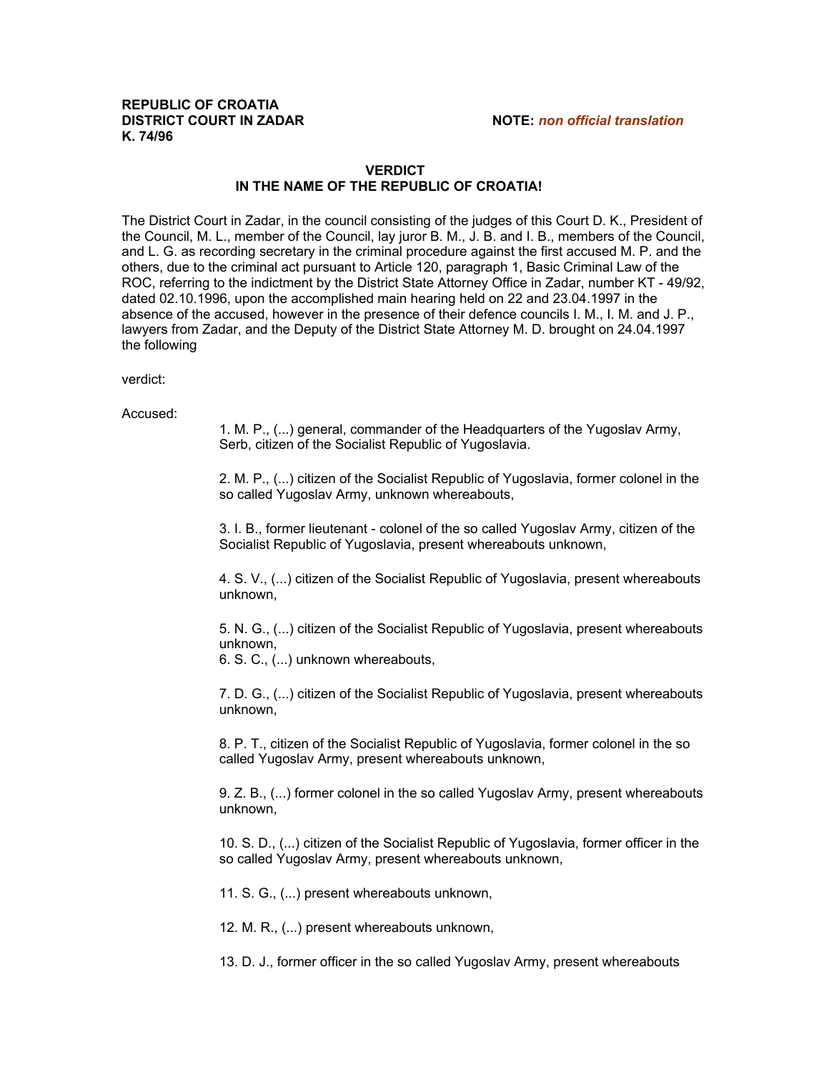**REPUBLIC OF CROATIA**
**DISTRICT COURT IN ZADAR**
**K. 74/96**

**NOTE:** ***non official translation***

**VERDICT**
**IN THE NAME OF THE REPUBLIC OF CROATIA!**

The District Court in Zadar, in the council consisting of the judges of this Court D. K., President of the Council, M. L., member of the Council, lay juror B. M., J. B. and I. B., members of the Council, and L. G. as recording secretary in the criminal procedure against the first accused M. P. and the others, due to the criminal act pursuant to Article 120, paragraph 1, Basic Criminal Law of the ROC, referring to the indictment by the District State Attorney Office in Zadar, number KT - 49/92, dated 02.10.1996, upon the accomplished main hearing held on 22 and 23.04.1997 in the absence of the accused, however in the presence of their defence councils I. M., I. M. and J. P., lawyers from Zadar, and the Deputy of the District State Attorney M. D. brought on 24.04.1997 the following

verdict:

Accused:

1. M. P., (...) general, commander of the Headquarters of the Yugoslav Army, Serb, citizen of the Socialist Republic of Yugoslavia.

2. M. P., (...) citizen of the Socialist Republic of Yugoslavia, former colonel in the so called Yugoslav Army, unknown whereabouts,

3. I. B., former lieutenant - colonel of the so called Yugoslav Army, citizen of the Socialist Republic of Yugoslavia, present whereabouts unknown,

4. S. V., (...) citizen of the Socialist Republic of Yugoslavia, present whereabouts unknown,

5. N. G., (...) citizen of the Socialist Republic of Yugoslavia, present whereabouts unknown,

6. S. C., (...) unknown whereabouts,

7. D. G., (...) citizen of the Socialist Republic of Yugoslavia, present whereabouts unknown,

8. P. T., citizen of the Socialist Republic of Yugoslavia, former colonel in the so called Yugoslav Army, present whereabouts unknown,

9. Z. B., (...) former colonel in the so called Yugoslav Army, present whereabouts unknown,

10. S. D., (...) citizen of the Socialist Republic of Yugoslavia, former officer in the so called Yugoslav Army, present whereabouts unknown,

11. S. G., (...) present whereabouts unknown,

12. M. R., (...) present whereabouts unknown,

13. D. J., former officer in the so called Yugoslav Army, present whereabouts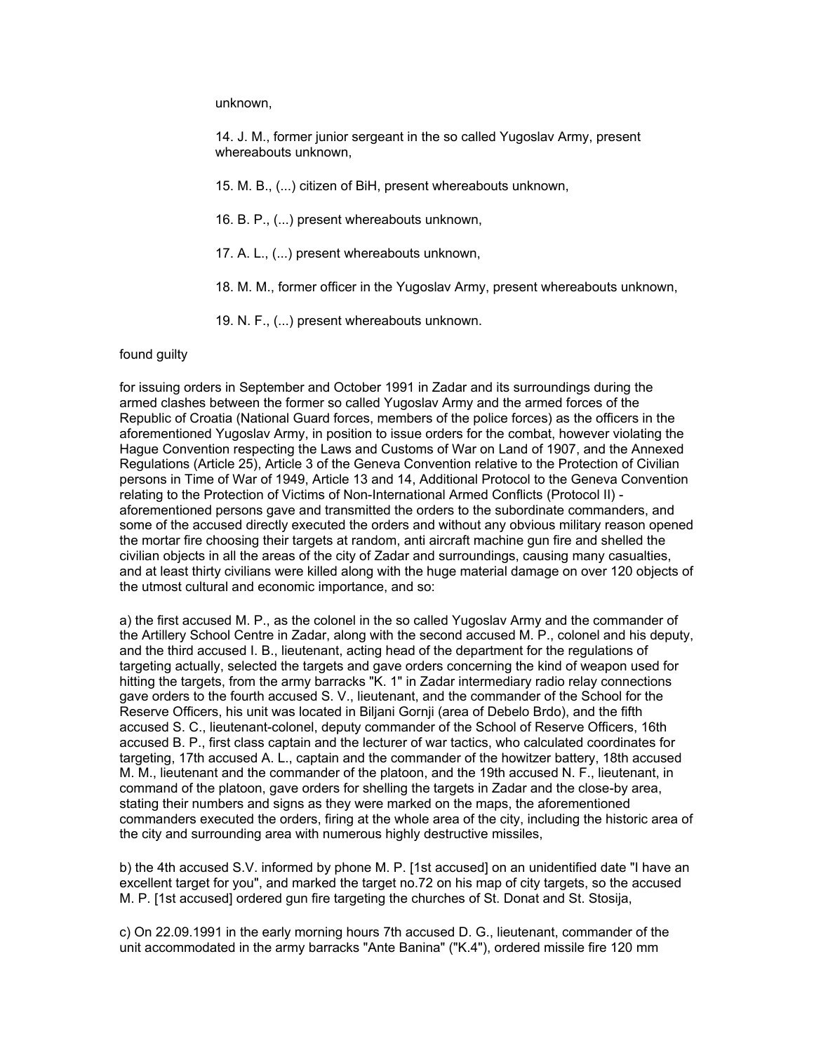unknown,

14. J. M., former junior sergeant in the so called Yugoslav Army, present whereabouts unknown,

15. M. B., (...) citizen of BiH, present whereabouts unknown,

16. B. P., (...) present whereabouts unknown,

17. A. L., (...) present whereabouts unknown,

18. M. M., former officer in the Yugoslav Army, present whereabouts unknown,

19. N. F., (...) present whereabouts unknown.

found guilty

for issuing orders in September and October 1991 in Zadar and its surroundings during the armed clashes between the former so called Yugoslav Army and the armed forces of the Republic of Croatia (National Guard forces, members of the police forces) as the officers in the aforementioned Yugoslav Army, in position to issue orders for the combat, however violating the Hague Convention respecting the Laws and Customs of War on Land of 1907, and the Annexed Regulations (Article 25), Article 3 of the Geneva Convention relative to the Protection of Civilian persons in Time of War of 1949, Article 13 and 14, Additional Protocol to the Geneva Convention relating to the Protection of Victims of Non-International Armed Conflicts (Protocol II) - aforementioned persons gave and transmitted the orders to the subordinate commanders, and some of the accused directly executed the orders and without any obvious military reason opened the mortar fire choosing their targets at random, anti aircraft machine gun fire and shelled the civilian objects in all the areas of the city of Zadar and surroundings, causing many casualties, and at least thirty civilians were killed along with the huge material damage on over 120 objects of the utmost cultural and economic importance, and so:

a) the first accused M. P., as the colonel in the so called Yugoslav Army and the commander of the Artillery School Centre in Zadar, along with the second accused M. P., colonel and his deputy, and the third accused I. B., lieutenant, acting head of the department for the regulations of targeting actually, selected the targets and gave orders concerning the kind of weapon used for hitting the targets, from the army barracks "K. 1" in Zadar intermediary radio relay connections gave orders to the fourth accused S. V., lieutenant, and the commander of the School for the Reserve Officers, his unit was located in Biljani Gornji (area of Debelo Brdo), and the fifth accused S. C., lieutenant-colonel, deputy commander of the School of Reserve Officers, 16th accused B. P., first class captain and the lecturer of war tactics, who calculated coordinates for targeting, 17th accused A. L., captain and the commander of the howitzer battery, 18th accused M. M., lieutenant and the commander of the platoon, and the 19th accused N. F., lieutenant, in command of the platoon, gave orders for shelling the targets in Zadar and the close-by area, stating their numbers and signs as they were marked on the maps, the aforementioned commanders executed the orders, firing at the whole area of the city, including the historic area of the city and surrounding area with numerous highly destructive missiles,

b) the 4th accused S.V. informed by phone M. P. [1st accused] on an unidentified date "I have an excellent target for you", and marked the target no.72 on his map of city targets, so the accused M. P. [1st accused] ordered gun fire targeting the churches of St. Donat and St. Stosija,

c) On 22.09.1991 in the early morning hours 7th accused D. G., lieutenant, commander of the unit accommodated in the army barracks "Ante Banina" ("K.4"), ordered missile fire 120 mm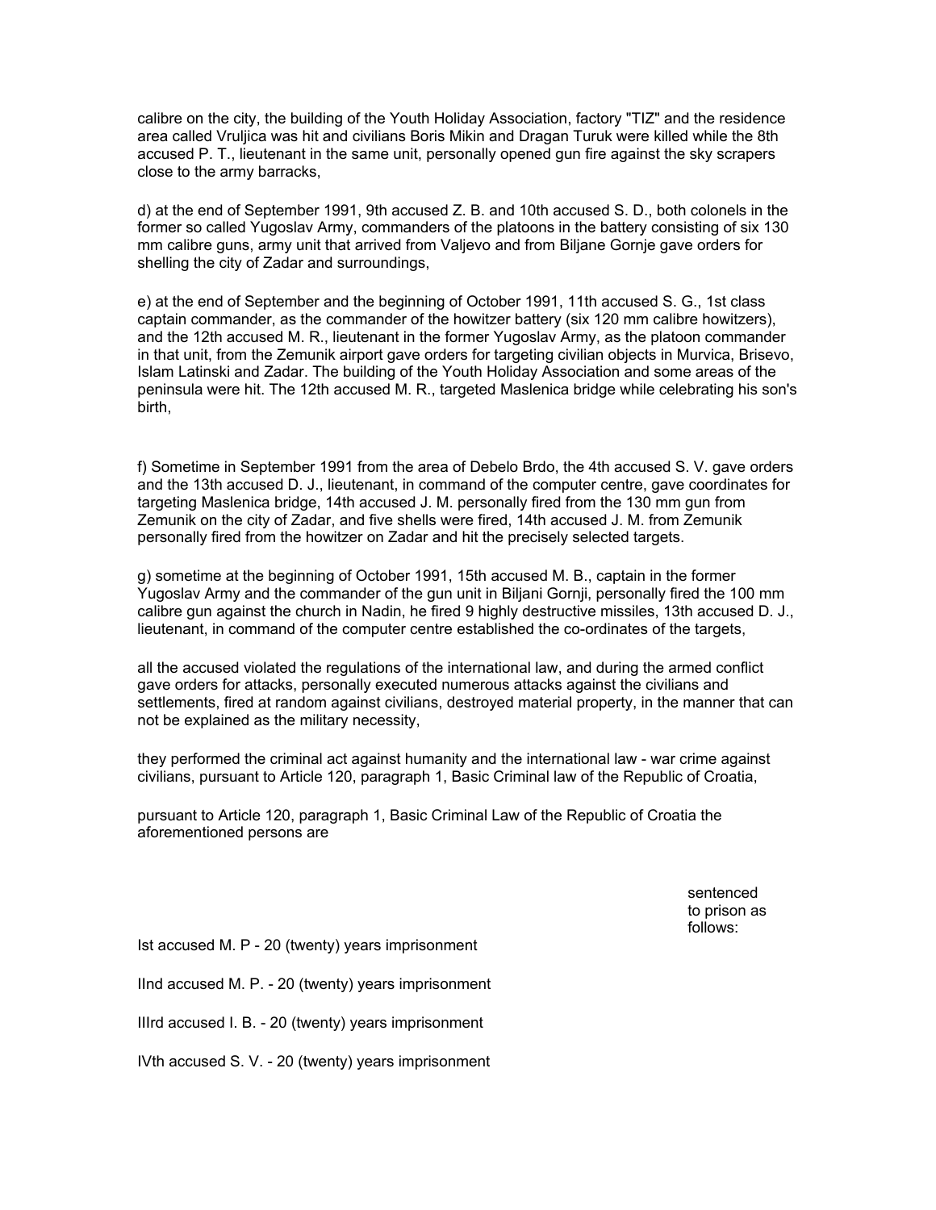calibre on the city, the building of the Youth Holiday Association, factory "TIZ" and the residence area called Vruljica was hit and civilians Boris Mikin and Dragan Turuk were killed while the 8th accused P. T., lieutenant in the same unit, personally opened gun fire against the sky scrapers close to the army barracks,

d) at the end of September 1991, 9th accused Z. B. and 10th accused S. D., both colonels in the former so called Yugoslav Army, commanders of the platoons in the battery consisting of six 130 mm calibre guns, army unit that arrived from Valjevo and from Biljane Gornje gave orders for shelling the city of Zadar and surroundings,

e) at the end of September and the beginning of October 1991, 11th accused S. G., 1st class captain commander, as the commander of the howitzer battery (six 120 mm calibre howitzers), and the 12th accused M. R., lieutenant in the former Yugoslav Army, as the platoon commander in that unit, from the Zemunik airport gave orders for targeting civilian objects in Murvica, Brisevo, Islam Latinski and Zadar. The building of the Youth Holiday Association and some areas of the peninsula were hit. The 12th accused M. R., targeted Maslenica bridge while celebrating his son's birth,

f) Sometime in September 1991 from the area of Debelo Brdo, the 4th accused S. V. gave orders and the 13th accused D. J., lieutenant, in command of the computer centre, gave coordinates for targeting Maslenica bridge, 14th accused J. M. personally fired from the 130 mm gun from Zemunik on the city of Zadar, and five shells were fired, 14th accused J. M. from Zemunik personally fired from the howitzer on Zadar and hit the precisely selected targets.

g) sometime at the beginning of October 1991, 15th accused M. B., captain in the former Yugoslav Army and the commander of the gun unit in Biljani Gornji, personally fired the 100 mm calibre gun against the church in Nadin, he fired 9 highly destructive missiles, 13th accused D. J., lieutenant, in command of the computer centre established the co-ordinates of the targets,

all the accused violated the regulations of the international law, and during the armed conflict gave orders for attacks, personally executed numerous attacks against the civilians and settlements, fired at random against civilians, destroyed material property, in the manner that can not be explained as the military necessity,

they performed the criminal act against humanity and the international law - war crime against civilians, pursuant to Article 120, paragraph 1, Basic Criminal law of the Republic of Croatia,

pursuant to Article 120, paragraph 1, Basic Criminal Law of the Republic of Croatia the aforementioned persons are

sentenced to prison as follows:

Ist accused M. P - 20 (twenty) years imprisonment

IInd accused M. P. - 20 (twenty) years imprisonment

IIIrd accused I. B. - 20 (twenty) years imprisonment

IVth accused S. V. - 20 (twenty) years imprisonment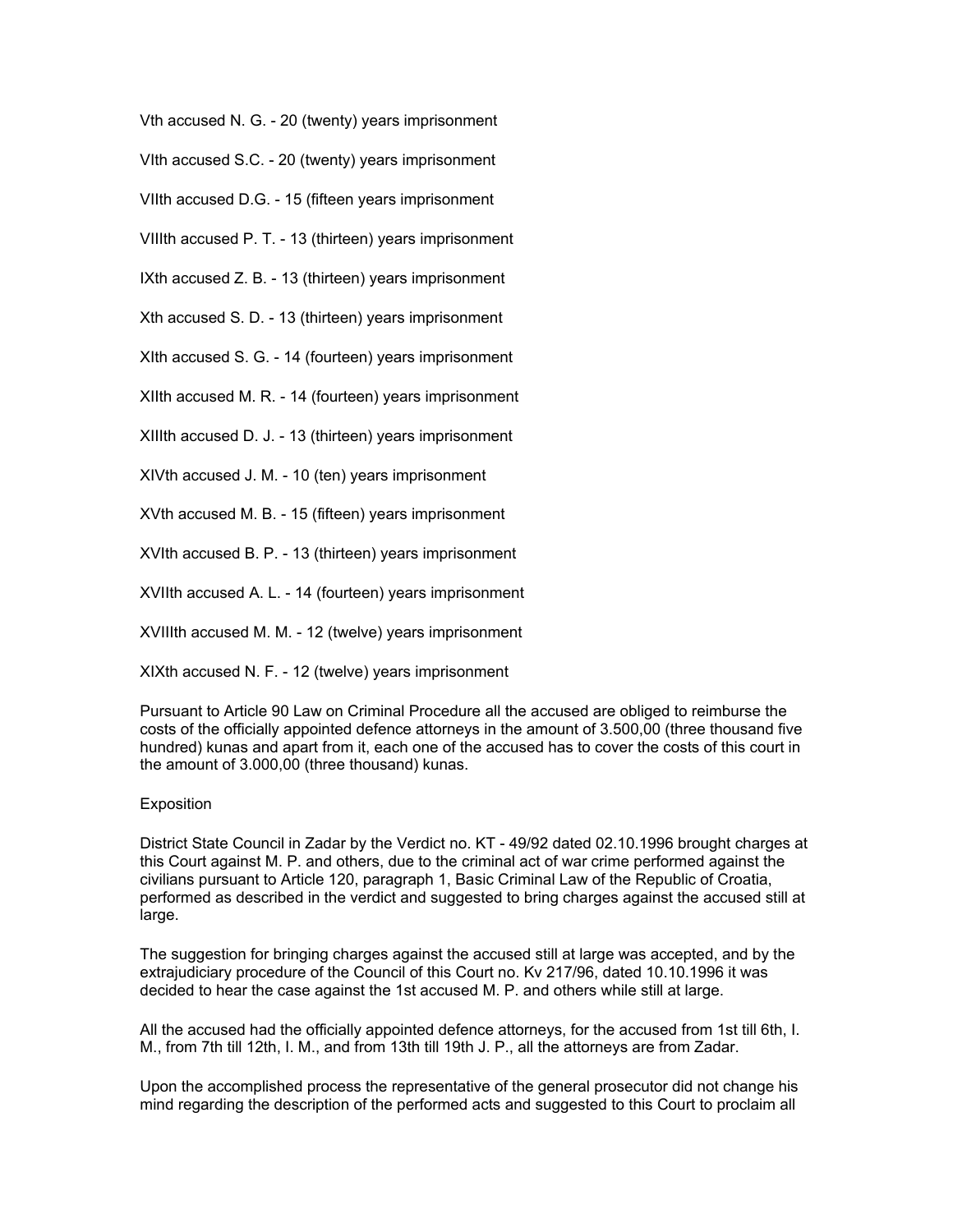Vth accused N. G. - 20 (twenty) years imprisonment

VIth accused S.C. - 20 (twenty) years imprisonment

VIIth accused D.G. - 15 (fifteen years imprisonment

VIIIth accused P. T. - 13 (thirteen) years imprisonment

IXth accused Z. B. - 13 (thirteen) years imprisonment

Xth accused S. D. - 13 (thirteen) years imprisonment

XIth accused S. G. - 14 (fourteen) years imprisonment

XIIth accused M. R. - 14 (fourteen) years imprisonment

XIIIth accused D. J. - 13 (thirteen) years imprisonment

XIVth accused J. M. - 10 (ten) years imprisonment

XVth accused M. B. - 15 (fifteen) years imprisonment

XVIth accused B. P. - 13 (thirteen) years imprisonment

XVIIth accused A. L. - 14 (fourteen) years imprisonment

XVIIIth accused M. M. - 12 (twelve) years imprisonment

XIXth accused N. F. - 12 (twelve) years imprisonment

Pursuant to Article 90 Law on Criminal Procedure all the accused are obliged to reimburse the costs of the officially appointed defence attorneys in the amount of 3.500,00 (three thousand five hundred) kunas and apart from it, each one of the accused has to cover the costs of this court in the amount of 3.000,00 (three thousand) kunas.

Exposition

District State Council in Zadar by the Verdict no. KT - 49/92 dated 02.10.1996 brought charges at this Court against M. P. and others, due to the criminal act of war crime performed against the civilians pursuant to Article 120, paragraph 1, Basic Criminal Law of the Republic of Croatia, performed as described in the verdict and suggested to bring charges against the accused still at large.

The suggestion for bringing charges against the accused still at large was accepted, and by the extrajudiciary procedure of the Council of this Court no. Kv 217/96, dated 10.10.1996 it was decided to hear the case against the 1st accused M. P. and others while still at large.

All the accused had the officially appointed defence attorneys, for the accused from 1st till 6th, I. M., from 7th till 12th, I. M., and from 13th till 19th J. P., all the attorneys are from Zadar.

Upon the accomplished process the representative of the general prosecutor did not change his mind regarding the description of the performed acts and suggested to this Court to proclaim all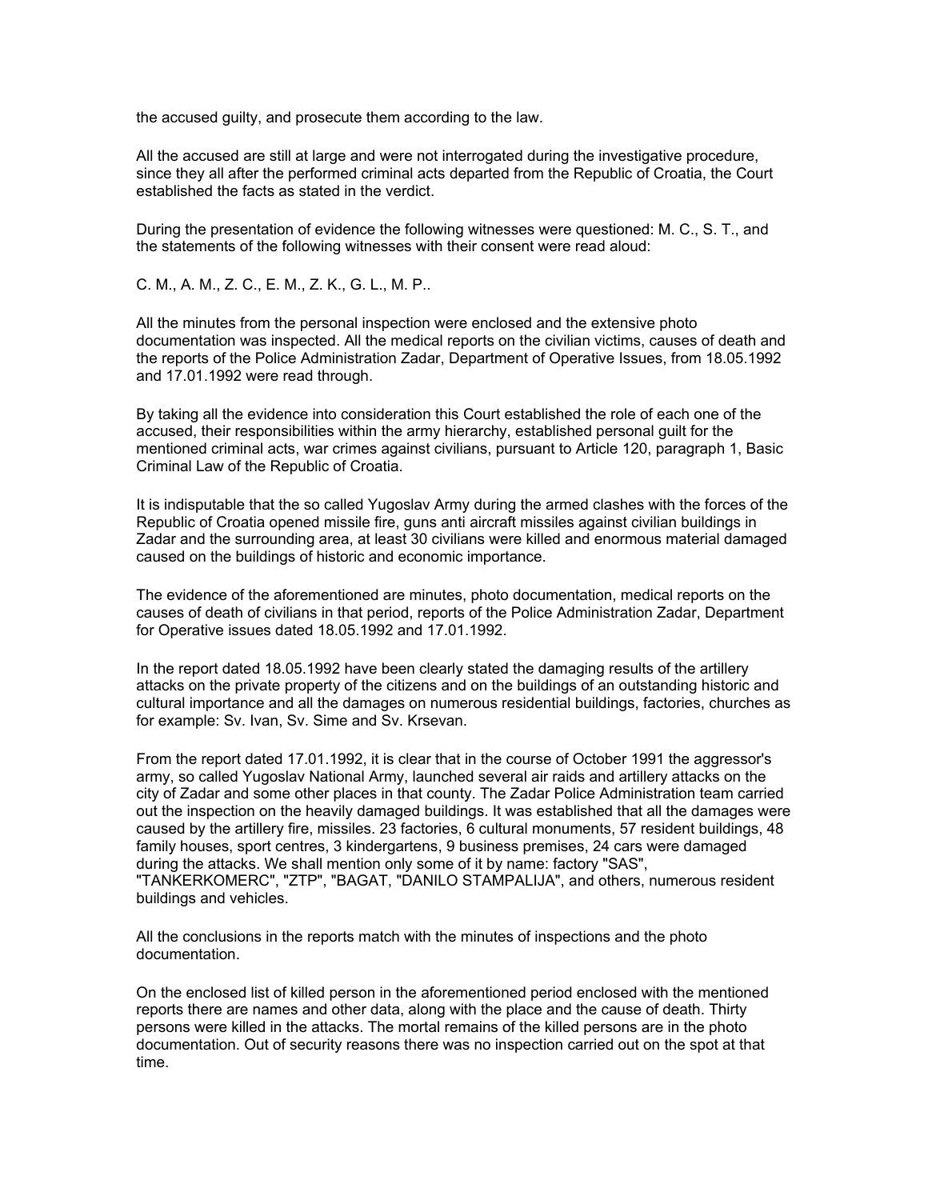the accused guilty, and prosecute them according to the law.

All the accused are still at large and were not interrogated during the investigative procedure, since they all after the performed criminal acts departed from the Republic of Croatia, the Court established the facts as stated in the verdict.

During the presentation of evidence the following witnesses were questioned: M. C., S. T., and the statements of the following witnesses with their consent were read aloud:

C. M., A. M., Z. C., E. M., Z. K., G. L., M. P..

All the minutes from the personal inspection were enclosed and the extensive photo documentation was inspected. All the medical reports on the civilian victims, causes of death and the reports of the Police Administration Zadar, Department of Operative Issues, from 18.05.1992 and 17.01.1992 were read through.

By taking all the evidence into consideration this Court established the role of each one of the accused, their responsibilities within the army hierarchy, established personal guilt for the mentioned criminal acts, war crimes against civilians, pursuant to Article 120, paragraph 1, Basic Criminal Law of the Republic of Croatia.

It is indisputable that the so called Yugoslav Army during the armed clashes with the forces of the Republic of Croatia opened missile fire, guns anti aircraft missiles against civilian buildings in Zadar and the surrounding area, at least 30 civilians were killed and enormous material damaged caused on the buildings of historic and economic importance.

The evidence of the aforementioned are minutes, photo documentation, medical reports on the causes of death of civilians in that period, reports of the Police Administration Zadar, Department for Operative issues dated 18.05.1992 and 17.01.1992.

In the report dated 18.05.1992 have been clearly stated the damaging results of the artillery attacks on the private property of the citizens and on the buildings of an outstanding historic and cultural importance and all the damages on numerous residential buildings, factories, churches as for example: Sv. Ivan, Sv. Sime and Sv. Krsevan.

From the report dated 17.01.1992, it is clear that in the course of October 1991 the aggressor's army, so called Yugoslav National Army, launched several air raids and artillery attacks on the city of Zadar and some other places in that county. The Zadar Police Administration team carried out the inspection on the heavily damaged buildings. It was established that all the damages were caused by the artillery fire, missiles. 23 factories, 6 cultural monuments, 57 resident buildings, 48 family houses, sport centres, 3 kindergartens, 9 business premises, 24 cars were damaged during the attacks. We shall mention only some of it by name: factory "SAS", "TANKERKOMERC", "ZTP", "BAGAT, "DANILO STAMPALIJA", and others, numerous resident buildings and vehicles.

All the conclusions in the reports match with the minutes of inspections and the photo documentation.

On the enclosed list of killed person in the aforementioned period enclosed with the mentioned reports there are names and other data, along with the place and the cause of death. Thirty persons were killed in the attacks. The mortal remains of the killed persons are in the photo documentation. Out of security reasons there was no inspection carried out on the spot at that time.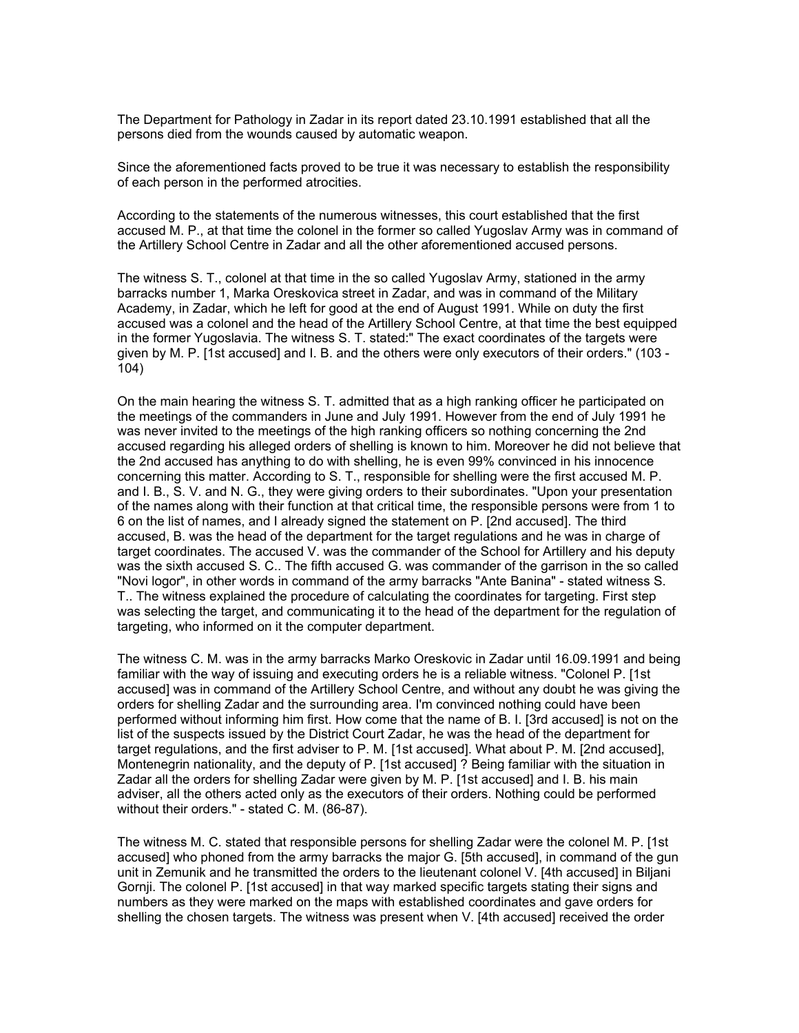The Department for Pathology in Zadar in its report dated 23.10.1991 established that all the persons died from the wounds caused by automatic weapon.

Since the aforementioned facts proved to be true it was necessary to establish the responsibility of each person in the performed atrocities.

According to the statements of the numerous witnesses, this court established that the first accused M. P., at that time the colonel in the former so called Yugoslav Army was in command of the Artillery School Centre in Zadar and all the other aforementioned accused persons.

The witness S. T., colonel at that time in the so called Yugoslav Army, stationed in the army barracks number 1, Marka Oreskovica street in Zadar, and was in command of the Military Academy, in Zadar, which he left for good at the end of August 1991. While on duty the first accused was a colonel and the head of the Artillery School Centre, at that time the best equipped in the former Yugoslavia. The witness S. T. stated:" The exact coordinates of the targets were given by M. P. [1st accused] and I. B. and the others were only executors of their orders." (103 - 104)

On the main hearing the witness S. T. admitted that as a high ranking officer he participated on the meetings of the commanders in June and July 1991. However from the end of July 1991 he was never invited to the meetings of the high ranking officers so nothing concerning the 2nd accused regarding his alleged orders of shelling is known to him. Moreover he did not believe that the 2nd accused has anything to do with shelling, he is even 99% convinced in his innocence concerning this matter. According to S. T., responsible for shelling were the first accused M. P. and I. B., S. V. and N. G., they were giving orders to their subordinates. "Upon your presentation of the names along with their function at that critical time, the responsible persons were from 1 to 6 on the list of names, and I already signed the statement on P. [2nd accused]. The third accused, B. was the head of the department for the target regulations and he was in charge of target coordinates. The accused V. was the commander of the School for Artillery and his deputy was the sixth accused S. C.. The fifth accused G. was commander of the garrison in the so called "Novi logor", in other words in command of the army barracks "Ante Banina" - stated witness S. T.. The witness explained the procedure of calculating the coordinates for targeting. First step was selecting the target, and communicating it to the head of the department for the regulation of targeting, who informed on it the computer department.

The witness C. M. was in the army barracks Marko Oreskovic in Zadar until 16.09.1991 and being familiar with the way of issuing and executing orders he is a reliable witness. "Colonel P. [1st accused] was in command of the Artillery School Centre, and without any doubt he was giving the orders for shelling Zadar and the surrounding area. I'm convinced nothing could have been performed without informing him first. How come that the name of B. I. [3rd accused] is not on the list of the suspects issued by the District Court Zadar, he was the head of the department for target regulations, and the first adviser to P. M. [1st accused]. What about P. M. [2nd accused], Montenegrin nationality, and the deputy of P. [1st accused] ? Being familiar with the situation in Zadar all the orders for shelling Zadar were given by M. P. [1st accused] and I. B. his main adviser, all the others acted only as the executors of their orders. Nothing could be performed without their orders." - stated C. M. (86-87).

The witness M. C. stated that responsible persons for shelling Zadar were the colonel M. P. [1st accused] who phoned from the army barracks the major G. [5th accused], in command of the gun unit in Zemunik and he transmitted the orders to the lieutenant colonel V. [4th accused] in Biljani Gornji. The colonel P. [1st accused] in that way marked specific targets stating their signs and numbers as they were marked on the maps with established coordinates and gave orders for shelling the chosen targets. The witness was present when V. [4th accused] received the order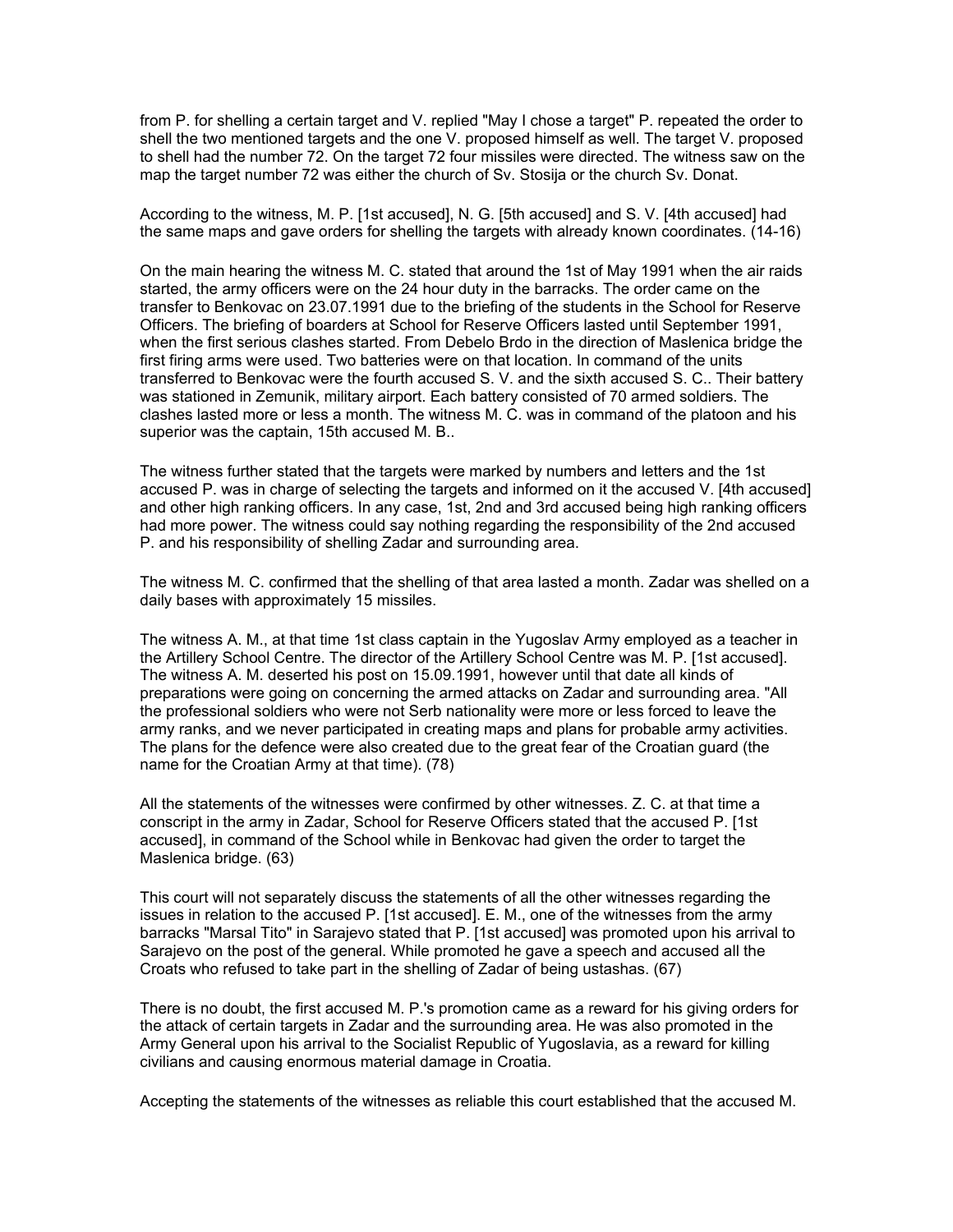from P. for shelling a certain target and V. replied "May I chose a target" P. repeated the order to shell the two mentioned targets and the one V. proposed himself as well. The target V. proposed to shell had the number 72. On the target 72 four missiles were directed. The witness saw on the map the target number 72 was either the church of Sv. Stosija or the church Sv. Donat.

According to the witness, M. P. [1st accused], N. G. [5th accused] and S. V. [4th accused] had the same maps and gave orders for shelling the targets with already known coordinates. (14-16)

On the main hearing the witness M. C. stated that around the 1st of May 1991 when the air raids started, the army officers were on the 24 hour duty in the barracks. The order came on the transfer to Benkovac on 23.07.1991 due to the briefing of the students in the School for Reserve Officers. The briefing of boarders at School for Reserve Officers lasted until September 1991, when the first serious clashes started. From Debelo Brdo in the direction of Maslenica bridge the first firing arms were used. Two batteries were on that location. In command of the units transferred to Benkovac were the fourth accused S. V. and the sixth accused S. C.. Their battery was stationed in Zemunik, military airport. Each battery consisted of 70 armed soldiers. The clashes lasted more or less a month. The witness M. C. was in command of the platoon and his superior was the captain, 15th accused M. B..

The witness further stated that the targets were marked by numbers and letters and the 1st accused P. was in charge of selecting the targets and informed on it the accused V. [4th accused] and other high ranking officers. In any case, 1st, 2nd and 3rd accused being high ranking officers had more power. The witness could say nothing regarding the responsibility of the 2nd accused P. and his responsibility of shelling Zadar and surrounding area.

The witness M. C. confirmed that the shelling of that area lasted a month. Zadar was shelled on a daily bases with approximately 15 missiles.

The witness A. M., at that time 1st class captain in the Yugoslav Army employed as a teacher in the Artillery School Centre. The director of the Artillery School Centre was M. P. [1st accused]. The witness A. M. deserted his post on 15.09.1991, however until that date all kinds of preparations were going on concerning the armed attacks on Zadar and surrounding area. "All the professional soldiers who were not Serb nationality were more or less forced to leave the army ranks, and we never participated in creating maps and plans for probable army activities. The plans for the defence were also created due to the great fear of the Croatian guard (the name for the Croatian Army at that time). (78)

All the statements of the witnesses were confirmed by other witnesses. Z. C. at that time a conscript in the army in Zadar, School for Reserve Officers stated that the accused P. [1st accused], in command of the School while in Benkovac had given the order to target the Maslenica bridge. (63)

This court will not separately discuss the statements of all the other witnesses regarding the issues in relation to the accused P. [1st accused]. E. M., one of the witnesses from the army barracks "Marsal Tito" in Sarajevo stated that P. [1st accused] was promoted upon his arrival to Sarajevo on the post of the general. While promoted he gave a speech and accused all the Croats who refused to take part in the shelling of Zadar of being ustashas. (67)

There is no doubt, the first accused M. P.'s promotion came as a reward for his giving orders for the attack of certain targets in Zadar and the surrounding area. He was also promoted in the Army General upon his arrival to the Socialist Republic of Yugoslavia, as a reward for killing civilians and causing enormous material damage in Croatia.

Accepting the statements of the witnesses as reliable this court established that the accused M.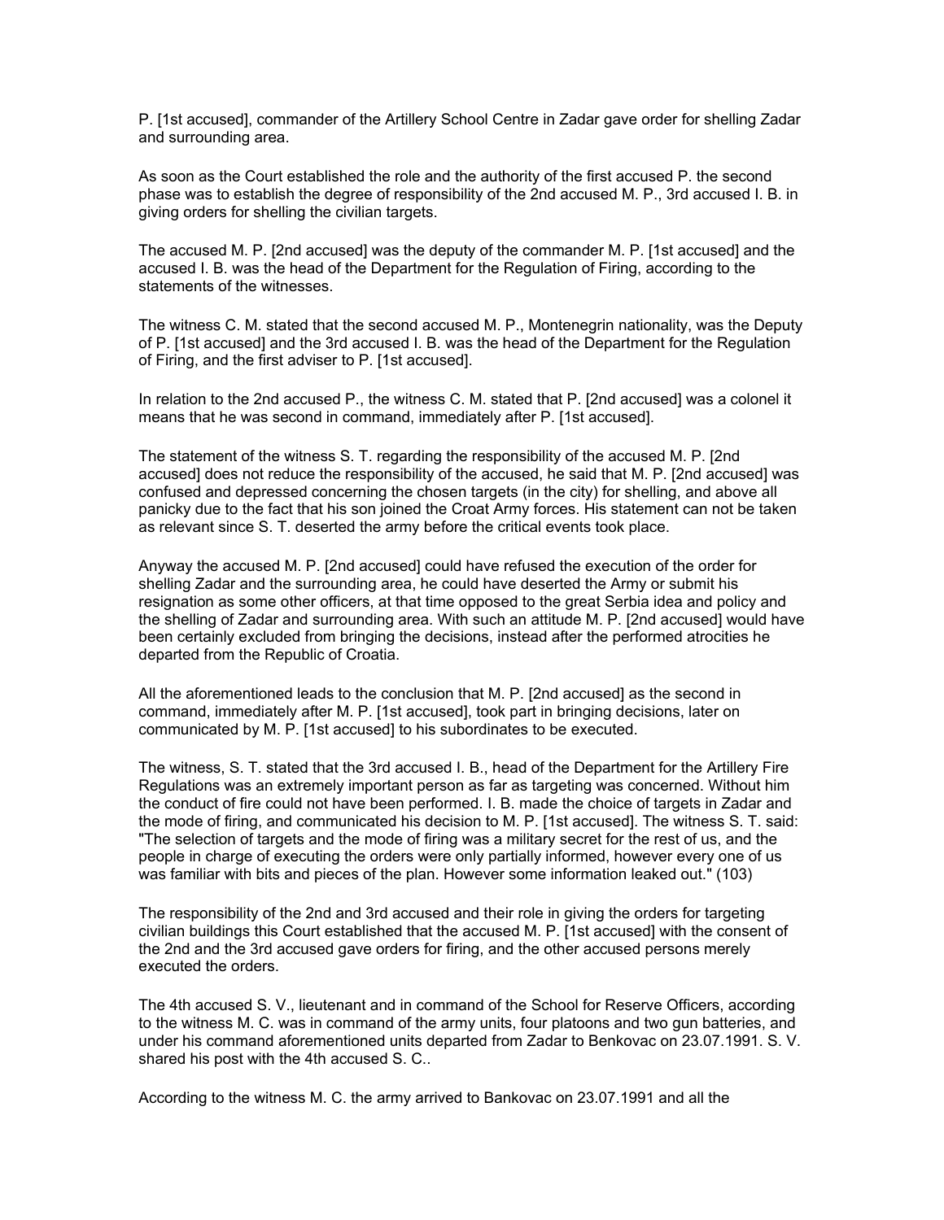P. [1st accused], commander of the Artillery School Centre in Zadar gave order for shelling Zadar and surrounding area.

As soon as the Court established the role and the authority of the first accused P. the second phase was to establish the degree of responsibility of the 2nd accused M. P., 3rd accused I. B. in giving orders for shelling the civilian targets.

The accused M. P. [2nd accused] was the deputy of the commander M. P. [1st accused] and the accused I. B. was the head of the Department for the Regulation of Firing, according to the statements of the witnesses.

The witness C. M. stated that the second accused M. P., Montenegrin nationality, was the Deputy of P. [1st accused] and the 3rd accused I. B. was the head of the Department for the Regulation of Firing, and the first adviser to P. [1st accused].

In relation to the 2nd accused P., the witness C. M. stated that P. [2nd accused] was a colonel it means that he was second in command, immediately after P. [1st accused].

The statement of the witness S. T. regarding the responsibility of the accused M. P. [2nd accused] does not reduce the responsibility of the accused, he said that M. P. [2nd accused] was confused and depressed concerning the chosen targets (in the city) for shelling, and above all panicky due to the fact that his son joined the Croat Army forces. His statement can not be taken as relevant since S. T. deserted the army before the critical events took place.

Anyway the accused M. P. [2nd accused] could have refused the execution of the order for shelling Zadar and the surrounding area, he could have deserted the Army or submit his resignation as some other officers, at that time opposed to the great Serbia idea and policy and the shelling of Zadar and surrounding area. With such an attitude M. P. [2nd accused] would have been certainly excluded from bringing the decisions, instead after the performed atrocities he departed from the Republic of Croatia.

All the aforementioned leads to the conclusion that M. P. [2nd accused] as the second in command, immediately after M. P. [1st accused], took part in bringing decisions, later on communicated by M. P. [1st accused] to his subordinates to be executed.

The witness, S. T. stated that the 3rd accused I. B., head of the Department for the Artillery Fire Regulations was an extremely important person as far as targeting was concerned. Without him the conduct of fire could not have been performed. I. B. made the choice of targets in Zadar and the mode of firing, and communicated his decision to M. P. [1st accused]. The witness S. T. said: "The selection of targets and the mode of firing was a military secret for the rest of us, and the people in charge of executing the orders were only partially informed, however every one of us was familiar with bits and pieces of the plan. However some information leaked out." (103)

The responsibility of the 2nd and 3rd accused and their role in giving the orders for targeting civilian buildings this Court established that the accused M. P. [1st accused] with the consent of the 2nd and the 3rd accused gave orders for firing, and the other accused persons merely executed the orders.

The 4th accused S. V., lieutenant and in command of the School for Reserve Officers, according to the witness M. C. was in command of the army units, four platoons and two gun batteries, and under his command aforementioned units departed from Zadar to Benkovac on 23.07.1991. S. V. shared his post with the 4th accused S. C..

According to the witness M. C. the army arrived to Bankovac on 23.07.1991 and all the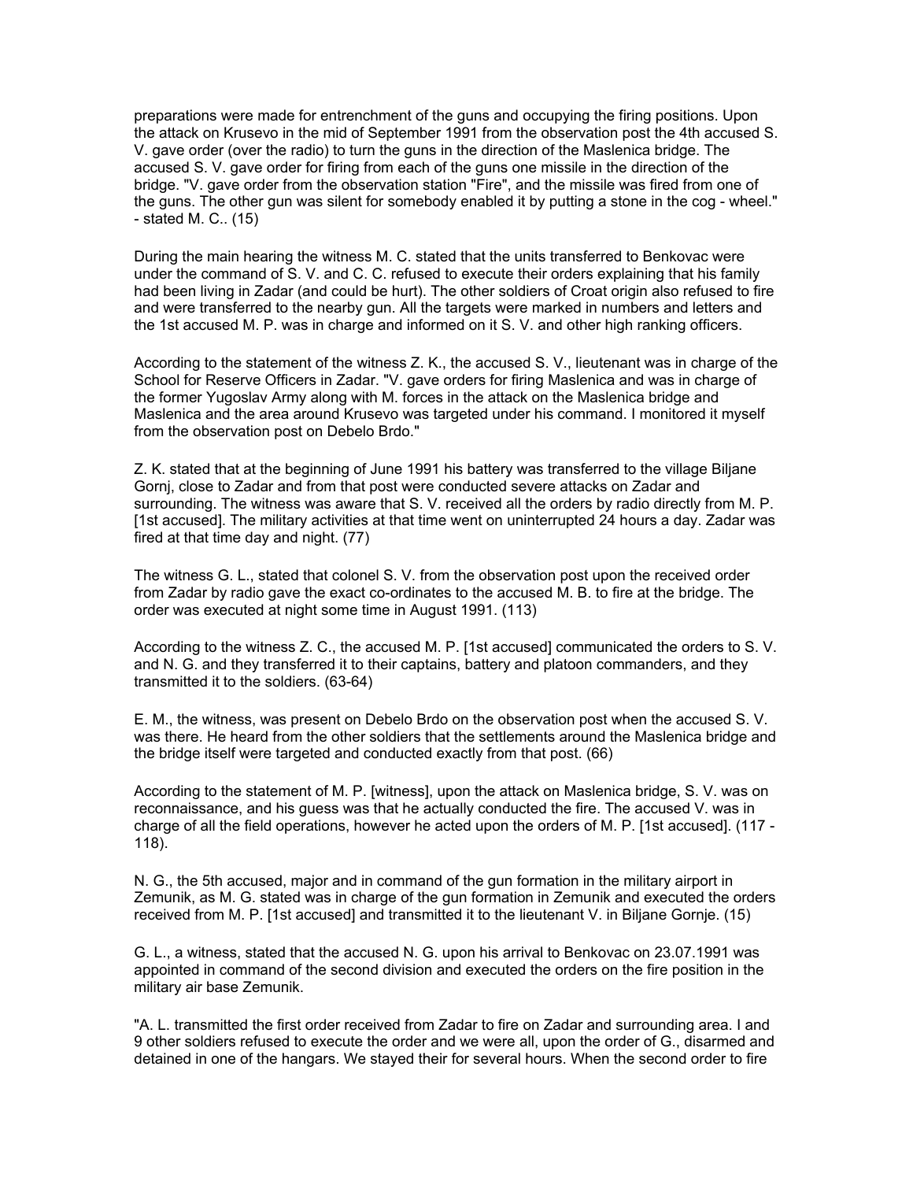preparations were made for entrenchment of the guns and occupying the firing positions. Upon the attack on Krusevo in the mid of September 1991 from the observation post the 4th accused S. V. gave order (over the radio) to turn the guns in the direction of the Maslenica bridge. The accused S. V. gave order for firing from each of the guns one missile in the direction of the bridge. "V. gave order from the observation station "Fire", and the missile was fired from one of the guns. The other gun was silent for somebody enabled it by putting a stone in the cog - wheel." - stated M. C.. (15)

During the main hearing the witness M. C. stated that the units transferred to Benkovac were under the command of S. V. and C. C. refused to execute their orders explaining that his family had been living in Zadar (and could be hurt). The other soldiers of Croat origin also refused to fire and were transferred to the nearby gun. All the targets were marked in numbers and letters and the 1st accused M. P. was in charge and informed on it S. V. and other high ranking officers.

According to the statement of the witness Z. K., the accused S. V., lieutenant was in charge of the School for Reserve Officers in Zadar. "V. gave orders for firing Maslenica and was in charge of the former Yugoslav Army along with M. forces in the attack on the Maslenica bridge and Maslenica and the area around Krusevo was targeted under his command. I monitored it myself from the observation post on Debelo Brdo."

Z. K. stated that at the beginning of June 1991 his battery was transferred to the village Biljane Gornj, close to Zadar and from that post were conducted severe attacks on Zadar and surrounding. The witness was aware that S. V. received all the orders by radio directly from M. P. [1st accused]. The military activities at that time went on uninterrupted 24 hours a day. Zadar was fired at that time day and night. (77)

The witness G. L., stated that colonel S. V. from the observation post upon the received order from Zadar by radio gave the exact co-ordinates to the accused M. B. to fire at the bridge. The order was executed at night some time in August 1991. (113)

According to the witness Z. C., the accused M. P. [1st accused] communicated the orders to S. V. and N. G. and they transferred it to their captains, battery and platoon commanders, and they transmitted it to the soldiers. (63-64)

E. M., the witness, was present on Debelo Brdo on the observation post when the accused S. V. was there. He heard from the other soldiers that the settlements around the Maslenica bridge and the bridge itself were targeted and conducted exactly from that post. (66)

According to the statement of M. P. [witness], upon the attack on Maslenica bridge, S. V. was on reconnaissance, and his guess was that he actually conducted the fire. The accused V. was in charge of all the field operations, however he acted upon the orders of M. P. [1st accused]. (117 - 118).

N. G., the 5th accused, major and in command of the gun formation in the military airport in Zemunik, as M. G. stated was in charge of the gun formation in Zemunik and executed the orders received from M. P. [1st accused] and transmitted it to the lieutenant V. in Biljane Gornje. (15)

G. L., a witness, stated that the accused N. G. upon his arrival to Benkovac on 23.07.1991 was appointed in command of the second division and executed the orders on the fire position in the military air base Zemunik.

"A. L. transmitted the first order received from Zadar to fire on Zadar and surrounding area. I and 9 other soldiers refused to execute the order and we were all, upon the order of G., disarmed and detained in one of the hangars. We stayed their for several hours. When the second order to fire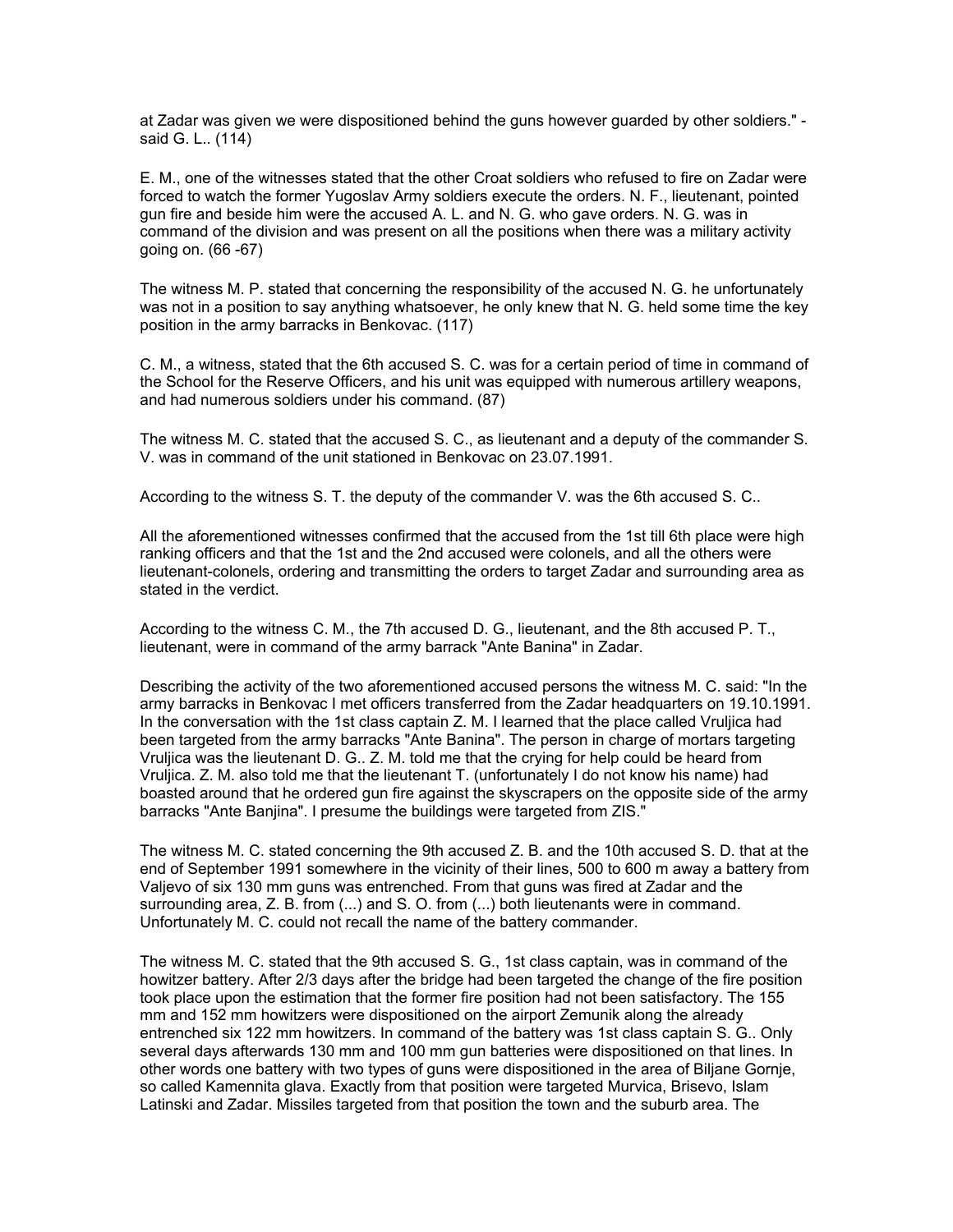at Zadar was given we were dispositioned behind the guns however guarded by other soldiers." - said G. L.. (114)

E. M., one of the witnesses stated that the other Croat soldiers who refused to fire on Zadar were forced to watch the former Yugoslav Army soldiers execute the orders. N. F., lieutenant, pointed gun fire and beside him were the accused A. L. and N. G. who gave orders. N. G. was in command of the division and was present on all the positions when there was a military activity going on. (66 -67)

The witness M. P. stated that concerning the responsibility of the accused N. G. he unfortunately was not in a position to say anything whatsoever, he only knew that N. G. held some time the key position in the army barracks in Benkovac. (117)

C. M., a witness, stated that the 6th accused S. C. was for a certain period of time in command of the School for the Reserve Officers, and his unit was equipped with numerous artillery weapons, and had numerous soldiers under his command. (87)

The witness M. C. stated that the accused S. C., as lieutenant and a deputy of the commander S. V. was in command of the unit stationed in Benkovac on 23.07.1991.

According to the witness S. T. the deputy of the commander V. was the 6th accused S. C..

All the aforementioned witnesses confirmed that the accused from the 1st till 6th place were high ranking officers and that the 1st and the 2nd accused were colonels, and all the others were lieutenant-colonels, ordering and transmitting the orders to target Zadar and surrounding area as stated in the verdict.

According to the witness C. M., the 7th accused D. G., lieutenant, and the 8th accused P. T., lieutenant, were in command of the army barrack "Ante Banina" in Zadar.

Describing the activity of the two aforementioned accused persons the witness M. C. said: "In the army barracks in Benkovac I met officers transferred from the Zadar headquarters on 19.10.1991. In the conversation with the 1st class captain Z. M. I learned that the place called Vruljica had been targeted from the army barracks "Ante Banina". The person in charge of mortars targeting Vruljica was the lieutenant D. G.. Z. M. told me that the crying for help could be heard from Vruljica. Z. M. also told me that the lieutenant T. (unfortunately I do not know his name) had boasted around that he ordered gun fire against the skyscrapers on the opposite side of the army barracks "Ante Banjina". I presume the buildings were targeted from ZIS."

The witness M. C. stated concerning the 9th accused Z. B. and the 10th accused S. D. that at the end of September 1991 somewhere in the vicinity of their lines, 500 to 600 m away a battery from Valjevo of six 130 mm guns was entrenched. From that guns was fired at Zadar and the surrounding area, Z. B. from (...) and S. O. from (...) both lieutenants were in command. Unfortunately M. C. could not recall the name of the battery commander.

The witness M. C. stated that the 9th accused S. G., 1st class captain, was in command of the howitzer battery. After 2/3 days after the bridge had been targeted the change of the fire position took place upon the estimation that the former fire position had not been satisfactory. The 155 mm and 152 mm howitzers were dispositioned on the airport Zemunik along the already entrenched six 122 mm howitzers. In command of the battery was 1st class captain S. G.. Only several days afterwards 130 mm and 100 mm gun batteries were dispositioned on that lines. In other words one battery with two types of guns were dispositioned in the area of Biljane Gornje, so called Kamennita glava. Exactly from that position were targeted Murvica, Brisevo, Islam Latinski and Zadar. Missiles targeted from that position the town and the suburb area. The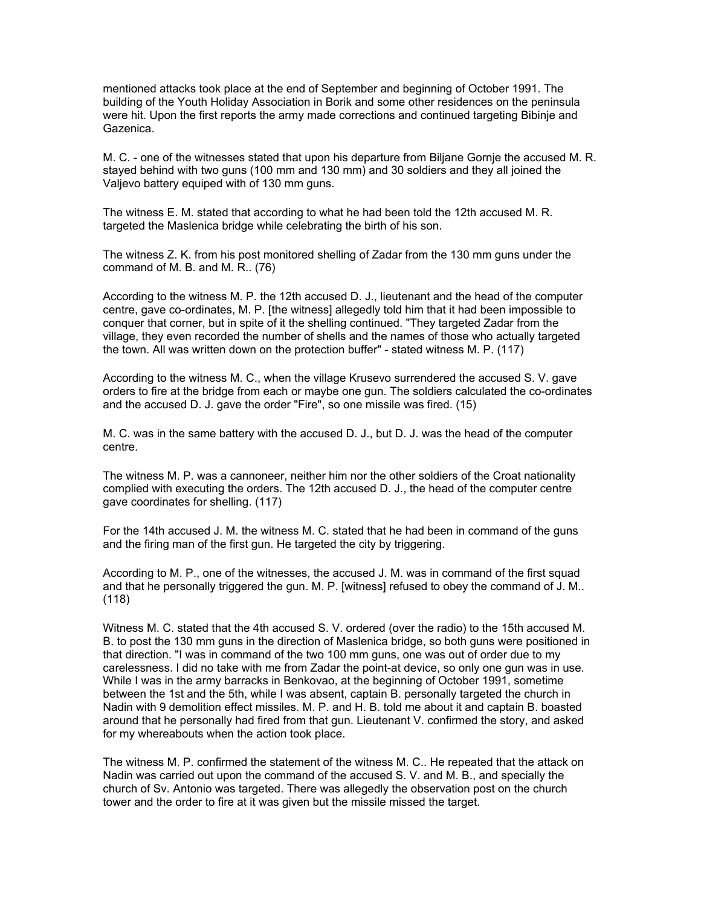mentioned attacks took place at the end of September and beginning of October 1991. The building of the Youth Holiday Association in Borik and some other residences on the peninsula were hit. Upon the first reports the army made corrections and continued targeting Bibinje and Gazenica.

M. C. - one of the witnesses stated that upon his departure from Biljane Gornje the accused M. R. stayed behind with two guns (100 mm and 130 mm) and 30 soldiers and they all joined the Valjevo battery equiped with of 130 mm guns.

The witness E. M. stated that according to what he had been told the 12th accused M. R. targeted the Maslenica bridge while celebrating the birth of his son.

The witness Z. K. from his post monitored shelling of Zadar from the 130 mm guns under the command of M. B. and M. R.. (76)

According to the witness M. P. the 12th accused D. J., lieutenant and the head of the computer centre, gave co-ordinates, M. P. [the witness] allegedly told him that it had been impossible to conquer that corner, but in spite of it the shelling continued. "They targeted Zadar from the village, they even recorded the number of shells and the names of those who actually targeted the town. All was written down on the protection buffer" - stated witness M. P. (117)

According to the witness M. C., when the village Krusevo surrendered the accused S. V. gave orders to fire at the bridge from each or maybe one gun. The soldiers calculated the co-ordinates and the accused D. J. gave the order "Fire", so one missile was fired. (15)

M. C. was in the same battery with the accused D. J., but D. J. was the head of the computer centre.

The witness M. P. was a cannoneer, neither him nor the other soldiers of the Croat nationality complied with executing the orders. The 12th accused D. J., the head of the computer centre gave coordinates for shelling. (117)

For the 14th accused J. M. the witness M. C. stated that he had been in command of the guns and the firing man of the first gun. He targeted the city by triggering.

According to M. P., one of the witnesses, the accused J. M. was in command of the first squad and that he personally triggered the gun. M. P. [witness] refused to obey the command of J. M.. (118)

Witness M. C. stated that the 4th accused S. V. ordered (over the radio) to the 15th accused M. B. to post the 130 mm guns in the direction of Maslenica bridge, so both guns were positioned in that direction. "I was in command of the two 100 mm guns, one was out of order due to my carelessness. I did no take with me from Zadar the point-at device, so only one gun was in use. While I was in the army barracks in Benkovao, at the beginning of October 1991, sometime between the 1st and the 5th, while I was absent, captain B. personally targeted the church in Nadin with 9 demolition effect missiles. M. P. and H. B. told me about it and captain B. boasted around that he personally had fired from that gun. Lieutenant V. confirmed the story, and asked for my whereabouts when the action took place.

The witness M. P. confirmed the statement of the witness M. C.. He repeated that the attack on Nadin was carried out upon the command of the accused S. V. and M. B., and specially the church of Sv. Antonio was targeted. There was allegedly the observation post on the church tower and the order to fire at it was given but the missile missed the target.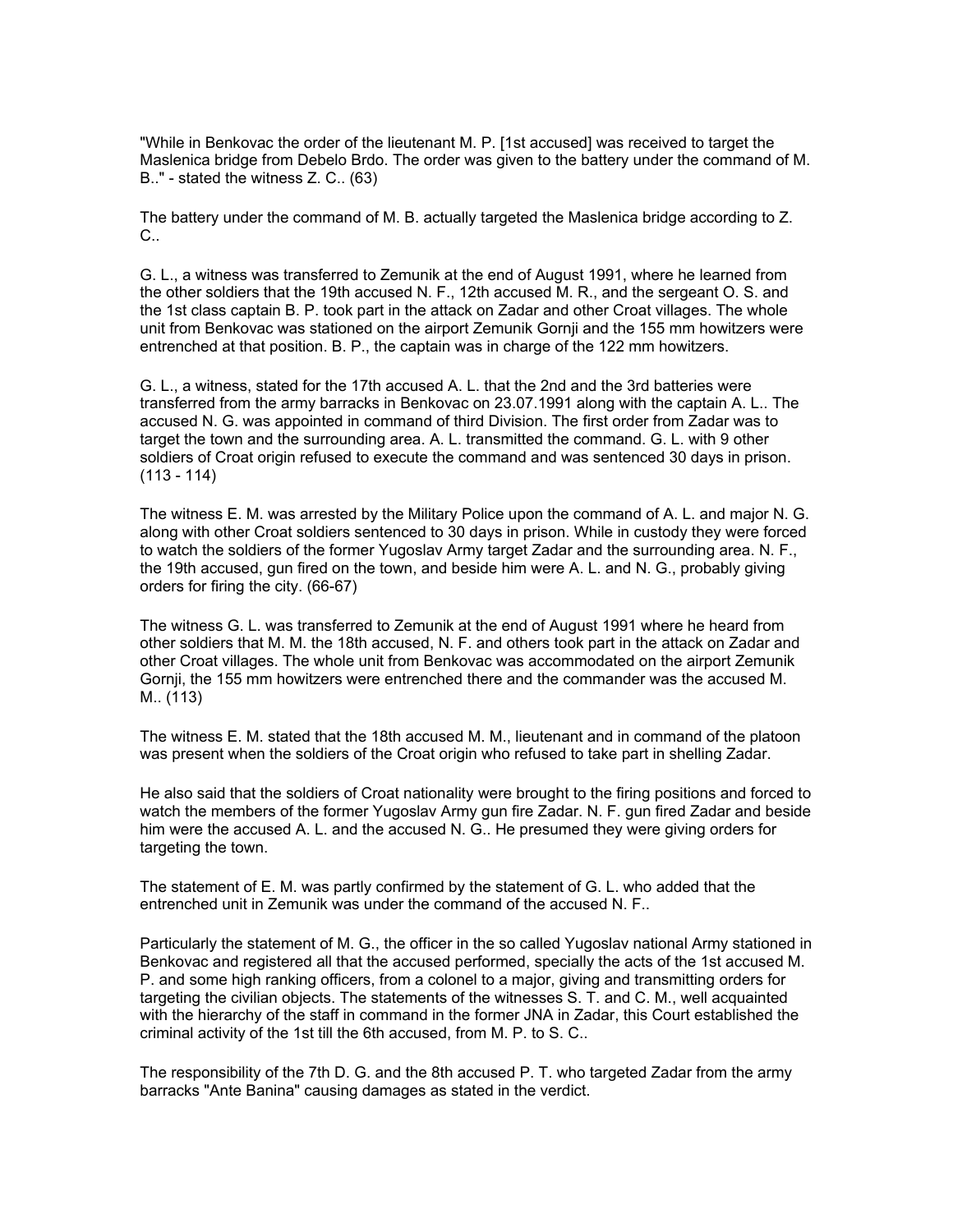"While in Benkovac the order of the lieutenant M. P. [1st accused] was received to target the Maslenica bridge from Debelo Brdo. The order was given to the battery under the command of M. B.." - stated the witness Z. C.. (63)

The battery under the command of M. B. actually targeted the Maslenica bridge according to Z. C..

G. L., a witness was transferred to Zemunik at the end of August 1991, where he learned from the other soldiers that the 19th accused N. F., 12th accused M. R., and the sergeant O. S. and the 1st class captain B. P. took part in the attack on Zadar and other Croat villages. The whole unit from Benkovac was stationed on the airport Zemunik Gornji and the 155 mm howitzers were entrenched at that position. B. P., the captain was in charge of the 122 mm howitzers.

G. L., a witness, stated for the 17th accused A. L. that the 2nd and the 3rd batteries were transferred from the army barracks in Benkovac on 23.07.1991 along with the captain A. L.. The accused N. G. was appointed in command of third Division. The first order from Zadar was to target the town and the surrounding area. A. L. transmitted the command. G. L. with 9 other soldiers of Croat origin refused to execute the command and was sentenced 30 days in prison. (113 - 114)

The witness E. M. was arrested by the Military Police upon the command of A. L. and major N. G. along with other Croat soldiers sentenced to 30 days in prison. While in custody they were forced to watch the soldiers of the former Yugoslav Army target Zadar and the surrounding area. N. F., the 19th accused, gun fired on the town, and beside him were A. L. and N. G., probably giving orders for firing the city. (66-67)

The witness G. L. was transferred to Zemunik at the end of August 1991 where he heard from other soldiers that M. M. the 18th accused, N. F. and others took part in the attack on Zadar and other Croat villages. The whole unit from Benkovac was accommodated on the airport Zemunik Gornji, the 155 mm howitzers were entrenched there and the commander was the accused M. M.. (113)

The witness E. M. stated that the 18th accused M. M., lieutenant and in command of the platoon was present when the soldiers of the Croat origin who refused to take part in shelling Zadar.

He also said that the soldiers of Croat nationality were brought to the firing positions and forced to watch the members of the former Yugoslav Army gun fire Zadar. N. F. gun fired Zadar and beside him were the accused A. L. and the accused N. G.. He presumed they were giving orders for targeting the town.

The statement of E. M. was partly confirmed by the statement of G. L. who added that the entrenched unit in Zemunik was under the command of the accused N. F..

Particularly the statement of M. G., the officer in the so called Yugoslav national Army stationed in Benkovac and registered all that the accused performed, specially the acts of the 1st accused M. P. and some high ranking officers, from a colonel to a major, giving and transmitting orders for targeting the civilian objects. The statements of the witnesses S. T. and C. M., well acquainted with the hierarchy of the staff in command in the former JNA in Zadar, this Court established the criminal activity of the 1st till the 6th accused, from M. P. to S. C..

The responsibility of the 7th D. G. and the 8th accused P. T. who targeted Zadar from the army barracks "Ante Banina" causing damages as stated in the verdict.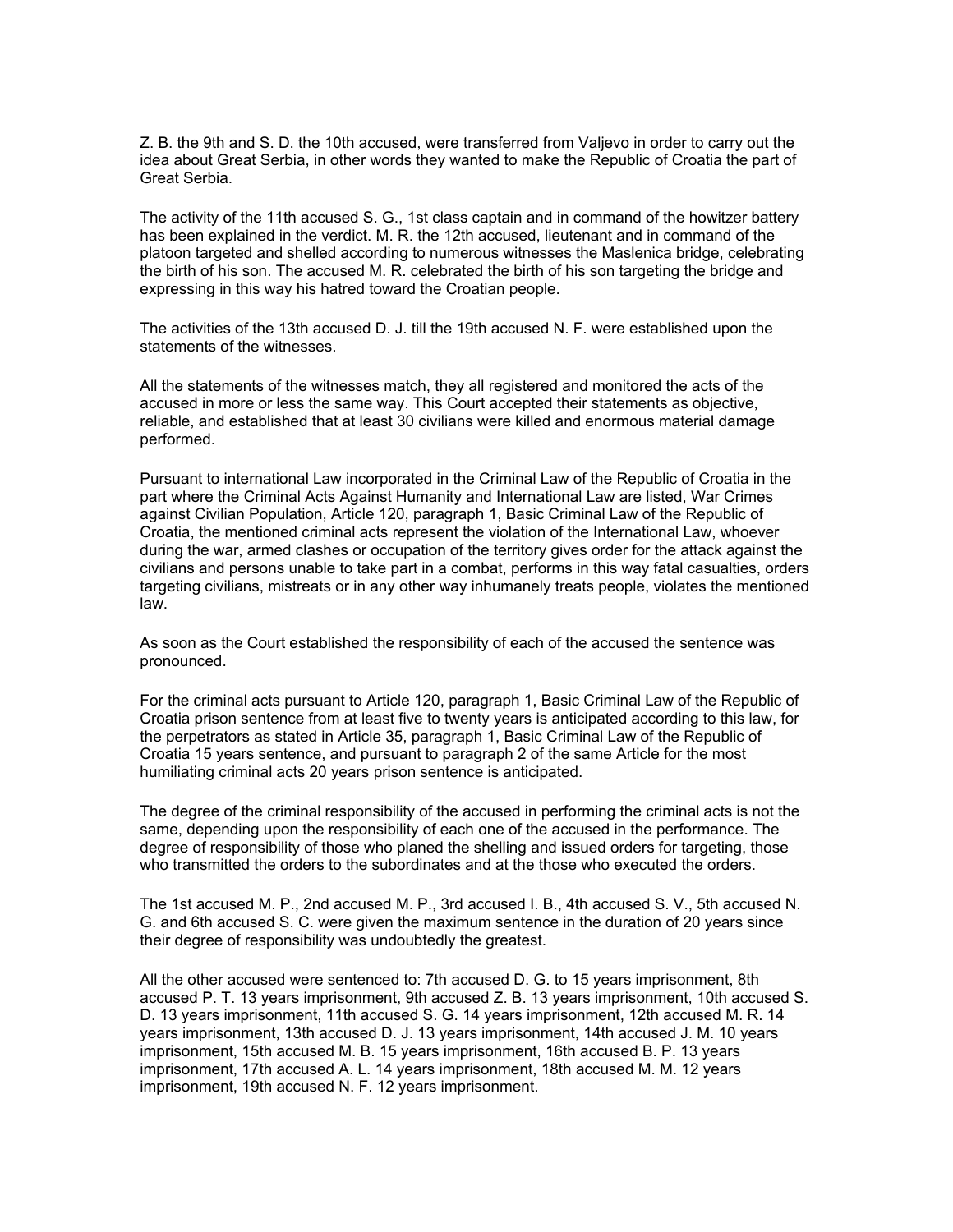Z. B. the 9th and S. D. the 10th accused, were transferred from Valjevo in order to carry out the idea about Great Serbia, in other words they wanted to make the Republic of Croatia the part of Great Serbia.

The activity of the 11th accused S. G., 1st class captain and in command of the howitzer battery has been explained in the verdict. M. R. the 12th accused, lieutenant and in command of the platoon targeted and shelled according to numerous witnesses the Maslenica bridge, celebrating the birth of his son. The accused M. R. celebrated the birth of his son targeting the bridge and expressing in this way his hatred toward the Croatian people.

The activities of the 13th accused D. J. till the 19th accused N. F. were established upon the statements of the witnesses.

All the statements of the witnesses match, they all registered and monitored the acts of the accused in more or less the same way. This Court accepted their statements as objective, reliable, and established that at least 30 civilians were killed and enormous material damage performed.

Pursuant to international Law incorporated in the Criminal Law of the Republic of Croatia in the part where the Criminal Acts Against Humanity and International Law are listed, War Crimes against Civilian Population, Article 120, paragraph 1, Basic Criminal Law of the Republic of Croatia, the mentioned criminal acts represent the violation of the International Law, whoever during the war, armed clashes or occupation of the territory gives order for the attack against the civilians and persons unable to take part in a combat, performs in this way fatal casualties, orders targeting civilians, mistreats or in any other way inhumanely treats people, violates the mentioned law.

As soon as the Court established the responsibility of each of the accused the sentence was pronounced.

For the criminal acts pursuant to Article 120, paragraph 1, Basic Criminal Law of the Republic of Croatia prison sentence from at least five to twenty years is anticipated according to this law, for the perpetrators as stated in Article 35, paragraph 1, Basic Criminal Law of the Republic of Croatia 15 years sentence, and pursuant to paragraph 2 of the same Article for the most humiliating criminal acts 20 years prison sentence is anticipated.

The degree of the criminal responsibility of the accused in performing the criminal acts is not the same, depending upon the responsibility of each one of the accused in the performance. The degree of responsibility of those who planed the shelling and issued orders for targeting, those who transmitted the orders to the subordinates and at the those who executed the orders.

The 1st accused M. P., 2nd accused M. P., 3rd accused I. B., 4th accused S. V., 5th accused N. G. and 6th accused S. C. were given the maximum sentence in the duration of 20 years since their degree of responsibility was undoubtedly the greatest.

All the other accused were sentenced to: 7th accused D. G. to 15 years imprisonment, 8th accused P. T. 13 years imprisonment, 9th accused Z. B. 13 years imprisonment, 10th accused S. D. 13 years imprisonment, 11th accused S. G. 14 years imprisonment, 12th accused M. R. 14 years imprisonment, 13th accused D. J. 13 years imprisonment, 14th accused J. M. 10 years imprisonment, 15th accused M. B. 15 years imprisonment, 16th accused B. P. 13 years imprisonment, 17th accused A. L. 14 years imprisonment, 18th accused M. M. 12 years imprisonment, 19th accused N. F. 12 years imprisonment.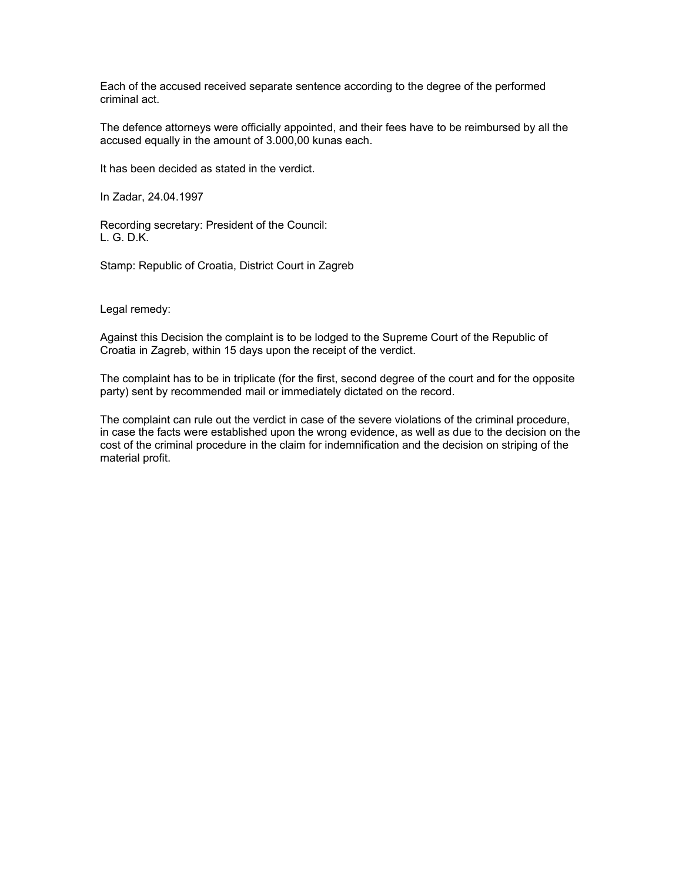Each of the accused received separate sentence according to the degree of the performed criminal act.

The defence attorneys were officially appointed, and their fees have to be reimbursed by all the accused equally in the amount of 3.000,00 kunas each.

It has been decided as stated in the verdict.

In Zadar, 24.04.1997

Recording secretary: President of the Council:
L. G. D.K.

Stamp: Republic of Croatia, District Court in Zagreb

Legal remedy:

Against this Decision the complaint is to be lodged to the Supreme Court of the Republic of Croatia in Zagreb, within 15 days upon the receipt of the verdict.

The complaint has to be in triplicate (for the first, second degree of the court and for the opposite party) sent by recommended mail or immediately dictated on the record.

The complaint can rule out the verdict in case of the severe violations of the criminal procedure, in case the facts were established upon the wrong evidence, as well as due to the decision on the cost of the criminal procedure in the claim for indemnification and the decision on striping of the material profit.